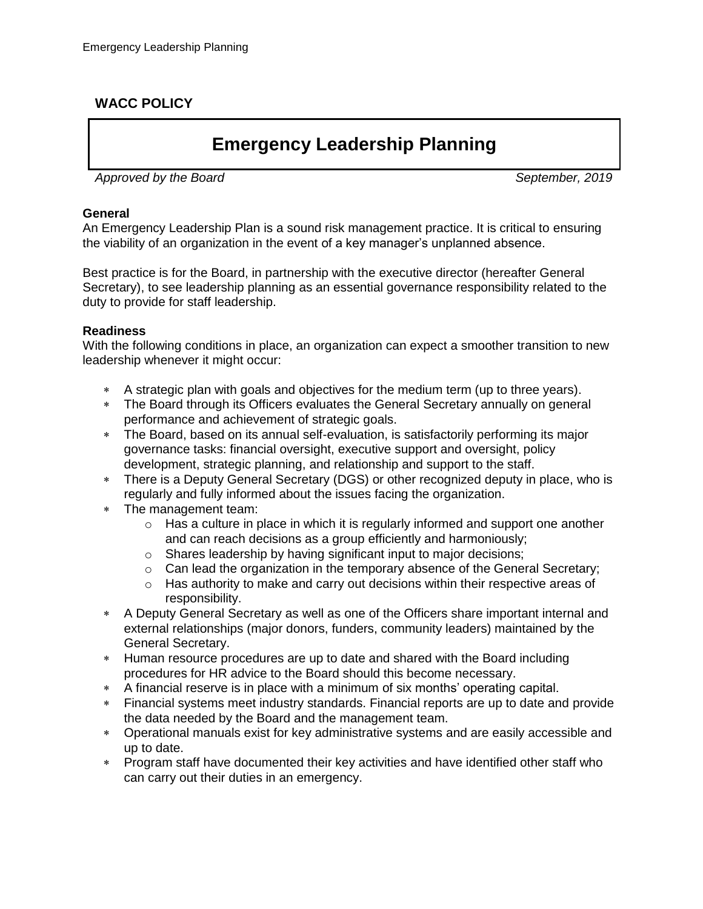**WACC POLICY**

# Emergency Leadership Planning

*Approved by the Board* *September, 2019*

**General**

An Emergency Leadership Plan is a sound risk management practice. It is critical to ensuring the viability of an organization in the event of a key manager's unplanned absence.

Best practice is for the Board, in partnership with the executive director (hereafter General Secretary), to see leadership planning as an essential governance responsibility related to the duty to provide for staff leadership.

**Readiness**

With the following conditions in place, an organization can expect a smoother transition to new leadership whenever it might occur:

- A strategic plan with goals and objectives for the medium term (up to three years).
- The Board through its Officers evaluates the General Secretary annually on general performance and achievement of strategic goals.
- The Board, based on its annual self-evaluation, is satisfactorily performing its major governance tasks: financial oversight, executive support and oversight, policy development, strategic planning, and relationship and support to the staff.
- There is a Deputy General Secretary (DGS) or other recognized deputy in place, who is regularly and fully informed about the issues facing the organization.
- The management team:
  - Has a culture in place in which it is regularly informed and support one another and can reach decisions as a group efficiently and harmoniously;
  - Shares leadership by having significant input to major decisions;
  - Can lead the organization in the temporary absence of the General Secretary;
  - Has authority to make and carry out decisions within their respective areas of responsibility.
- A Deputy General Secretary as well as one of the Officers share important internal and external relationships (major donors, funders, community leaders) maintained by the General Secretary.
- Human resource procedures are up to date and shared with the Board including procedures for HR advice to the Board should this become necessary.
- A financial reserve is in place with a minimum of six months' operating capital.
- Financial systems meet industry standards. Financial reports are up to date and provide the data needed by the Board and the management team.
- Operational manuals exist for key administrative systems and are easily accessible and up to date.
- Program staff have documented their key activities and have identified other staff who can carry out their duties in an emergency.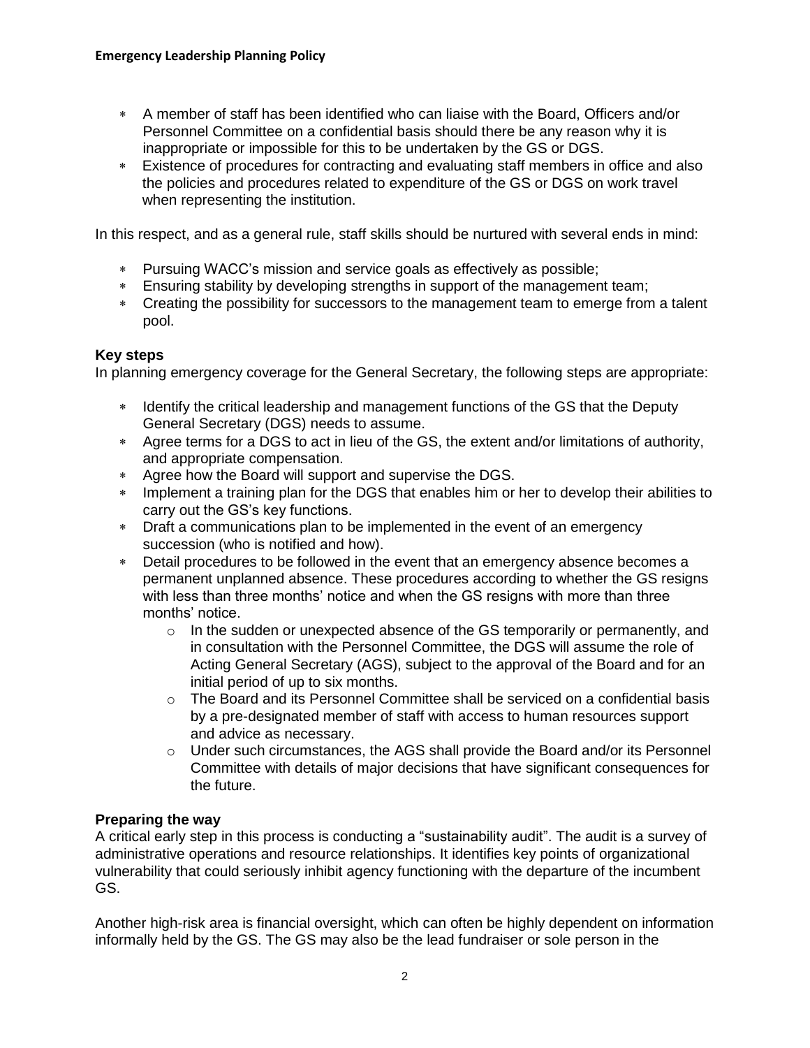- A member of staff has been identified who can liaise with the Board, Officers and/or Personnel Committee on a confidential basis should there be any reason why it is inappropriate or impossible for this to be undertaken by the GS or DGS.
- Existence of procedures for contracting and evaluating staff members in office and also the policies and procedures related to expenditure of the GS or DGS on work travel when representing the institution.

In this respect, and as a general rule, staff skills should be nurtured with several ends in mind:

- Pursuing WACC's mission and service goals as effectively as possible;
- Ensuring stability by developing strengths in support of the management team;
- Creating the possibility for successors to the management team to emerge from a talent pool.

**Key steps**

In planning emergency coverage for the General Secretary, the following steps are appropriate:

- Identify the critical leadership and management functions of the GS that the Deputy General Secretary (DGS) needs to assume.
- Agree terms for a DGS to act in lieu of the GS, the extent and/or limitations of authority, and appropriate compensation.
- Agree how the Board will support and supervise the DGS.
- Implement a training plan for the DGS that enables him or her to develop their abilities to carry out the GS's key functions.
- Draft a communications plan to be implemented in the event of an emergency succession (who is notified and how).
- Detail procedures to be followed in the event that an emergency absence becomes a permanent unplanned absence. These procedures according to whether the GS resigns with less than three months' notice and when the GS resigns with more than three months' notice.
    - In the sudden or unexpected absence of the GS temporarily or permanently, and in consultation with the Personnel Committee, the DGS will assume the role of Acting General Secretary (AGS), subject to the approval of the Board and for an initial period of up to six months.
    - The Board and its Personnel Committee shall be serviced on a confidential basis by a pre-designated member of staff with access to human resources support and advice as necessary.
    - Under such circumstances, the AGS shall provide the Board and/or its Personnel Committee with details of major decisions that have significant consequences for the future.

**Preparing the way**

A critical early step in this process is conducting a "sustainability audit". The audit is a survey of administrative operations and resource relationships. It identifies key points of organizational vulnerability that could seriously inhibit agency functioning with the departure of the incumbent GS.

Another high-risk area is financial oversight, which can often be highly dependent on information informally held by the GS. The GS may also be the lead fundraiser or sole person in the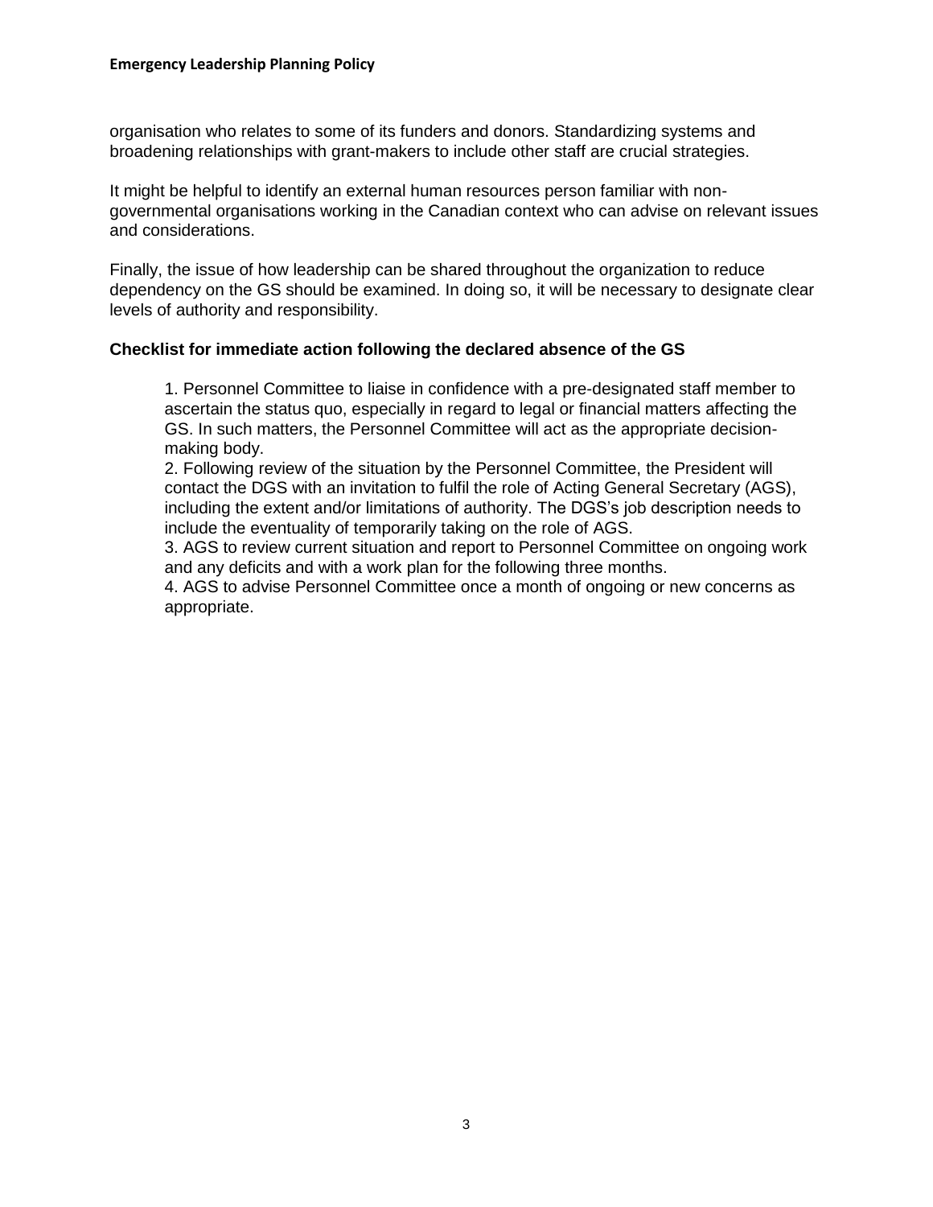organisation who relates to some of its funders and donors. Standardizing systems and broadening relationships with grant-makers to include other staff are crucial strategies.

It might be helpful to identify an external human resources person familiar with non-governmental organisations working in the Canadian context who can advise on relevant issues and considerations.

Finally, the issue of how leadership can be shared throughout the organization to reduce dependency on the GS should be examined. In doing so, it will be necessary to designate clear levels of authority and responsibility.

**Checklist for immediate action following the declared absence of the GS**

1. Personnel Committee to liaise in confidence with a pre-designated staff member to ascertain the status quo, especially in regard to legal or financial matters affecting the GS. In such matters, the Personnel Committee will act as the appropriate decision-making body.
2. Following review of the situation by the Personnel Committee, the President will contact the DGS with an invitation to fulfil the role of Acting General Secretary (AGS), including the extent and/or limitations of authority. The DGS's job description needs to include the eventuality of temporarily taking on the role of AGS.
3. AGS to review current situation and report to Personnel Committee on ongoing work and any deficits and with a work plan for the following three months.
4. AGS to advise Personnel Committee once a month of ongoing or new concerns as appropriate.